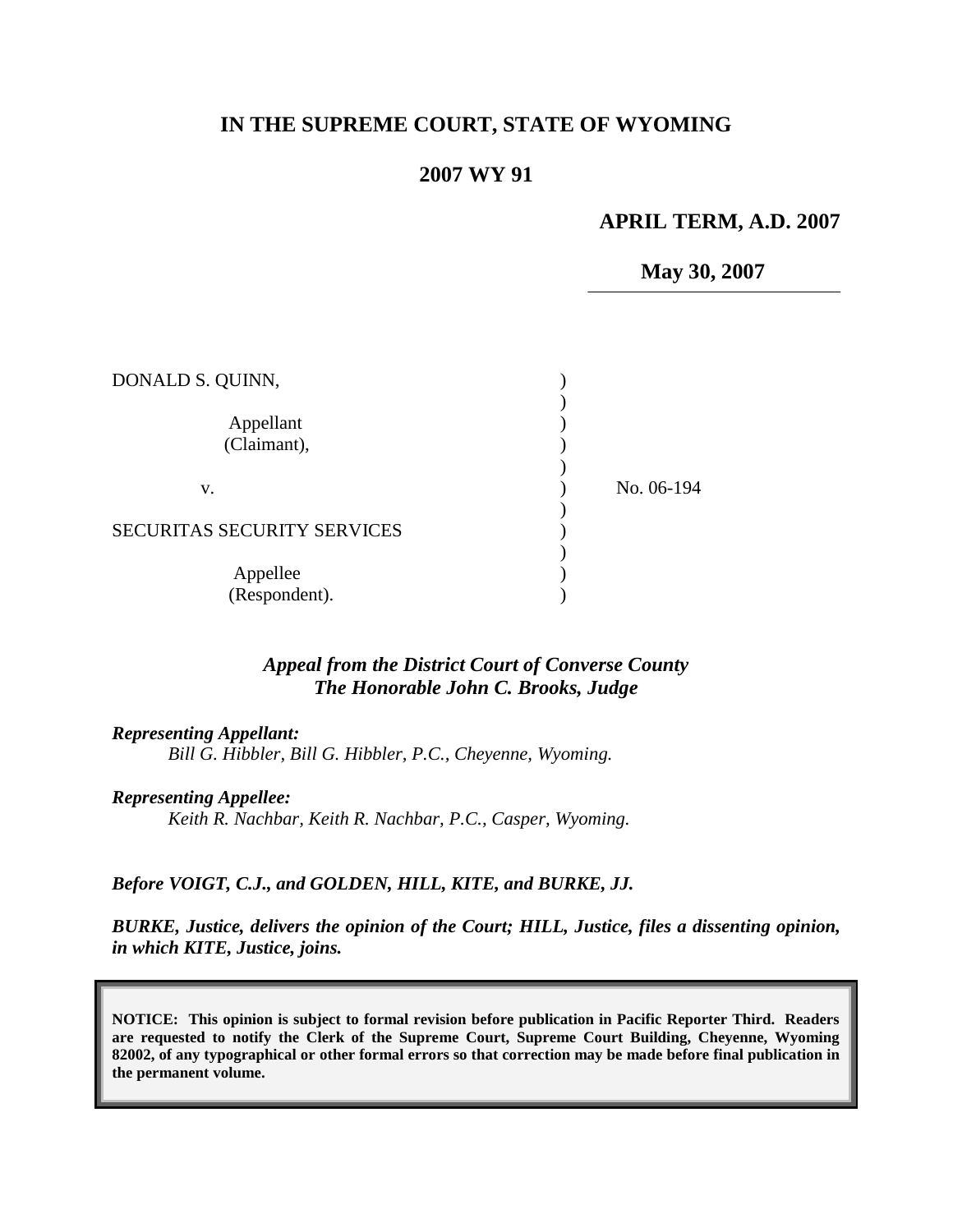# IN THE SUPREME COURT, STATE OF WYOMING

## 2007 WY 91

**APRIL TERM, A.D. 2007**

**May 30, 2007**

| | | |
|---|---|---|
| DONALD S. QUINN,<br><br>Appellant<br>(Claimant),<br><br>v.<br><br>SECURITAS SECURITY SERVICES<br><br>Appellee<br>(Respondent). | ) | No. 06-194 |

***Appeal from the District Court of Converse County***
***The Honorable John C. Brooks, Judge***

***Representing Appellant:***

*Bill G. Hibbler, Bill G. Hibbler, P.C., Cheyenne, Wyoming.*

***Representing Appellee:***

*Keith R. Nachbar, Keith R. Nachbar, P.C., Casper, Wyoming.*

***Before VOIGT, C.J., and GOLDEN, HILL, KITE, and BURKE, JJ.***

***BURKE, Justice, delivers the opinion of the Court; HILL, Justice, files a dissenting opinion, in which KITE, Justice, joins.***

**NOTICE: This opinion is subject to formal revision before publication in Pacific Reporter Third. Readers are requested to notify the Clerk of the Supreme Court, Supreme Court Building, Cheyenne, Wyoming 82002, of any typographical or other formal errors so that correction may be made before final publication in the permanent volume.**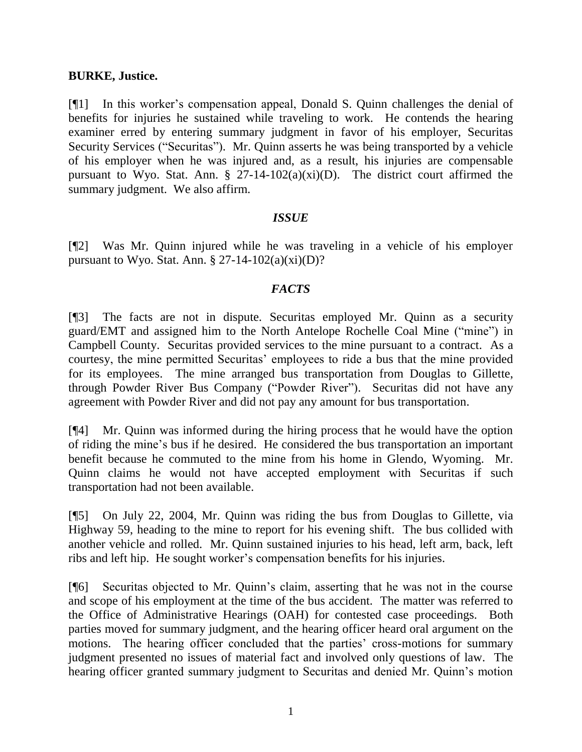**BURKE, Justice.**

[¶1] In this worker's compensation appeal, Donald S. Quinn challenges the denial of benefits for injuries he sustained while traveling to work. He contends the hearing examiner erred by entering summary judgment in favor of his employer, Securitas Security Services ("Securitas"). Mr. Quinn asserts he was being transported by a vehicle of his employer when he was injured and, as a result, his injuries are compensable pursuant to Wyo. Stat. Ann. § 27-14-102(a)(xi)(D). The district court affirmed the summary judgment. We also affirm.

### *ISSUE*

[¶2] Was Mr. Quinn injured while he was traveling in a vehicle of his employer pursuant to Wyo. Stat. Ann. § 27-14-102(a)(xi)(D)?

### *FACTS*

[¶3] The facts are not in dispute. Securitas employed Mr. Quinn as a security guard/EMT and assigned him to the North Antelope Rochelle Coal Mine ("mine") in Campbell County. Securitas provided services to the mine pursuant to a contract. As a courtesy, the mine permitted Securitas' employees to ride a bus that the mine provided for its employees. The mine arranged bus transportation from Douglas to Gillette, through Powder River Bus Company ("Powder River"). Securitas did not have any agreement with Powder River and did not pay any amount for bus transportation.

[¶4] Mr. Quinn was informed during the hiring process that he would have the option of riding the mine's bus if he desired. He considered the bus transportation an important benefit because he commuted to the mine from his home in Glendo, Wyoming. Mr. Quinn claims he would not have accepted employment with Securitas if such transportation had not been available.

[¶5] On July 22, 2004, Mr. Quinn was riding the bus from Douglas to Gillette, via Highway 59, heading to the mine to report for his evening shift. The bus collided with another vehicle and rolled. Mr. Quinn sustained injuries to his head, left arm, back, left ribs and left hip. He sought worker's compensation benefits for his injuries.

[¶6] Securitas objected to Mr. Quinn's claim, asserting that he was not in the course and scope of his employment at the time of the bus accident. The matter was referred to the Office of Administrative Hearings (OAH) for contested case proceedings. Both parties moved for summary judgment, and the hearing officer heard oral argument on the motions. The hearing officer concluded that the parties' cross-motions for summary judgment presented no issues of material fact and involved only questions of law. The hearing officer granted summary judgment to Securitas and denied Mr. Quinn's motion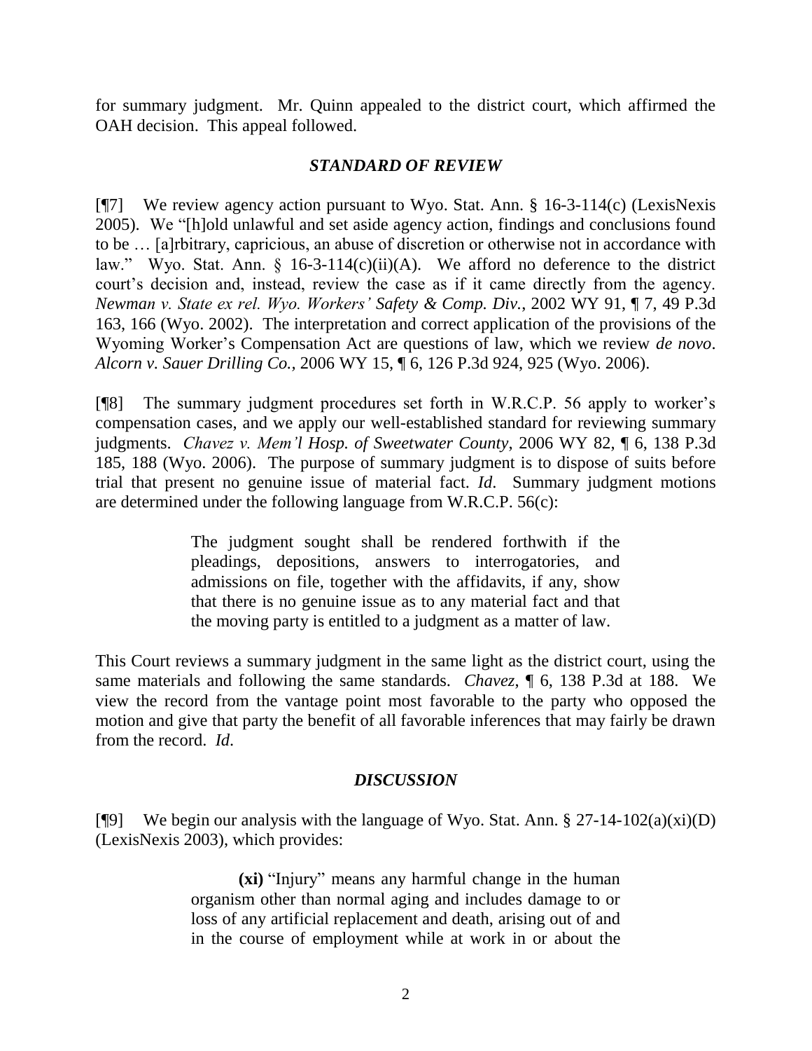for summary judgment. Mr. Quinn appealed to the district court, which affirmed the OAH decision. This appeal followed.

### *STANDARD OF REVIEW*

[¶7] We review agency action pursuant to Wyo. Stat. Ann. § 16-3-114(c) (LexisNexis 2005). We "[h]old unlawful and set aside agency action, findings and conclusions found to be … [a]rbitrary, capricious, an abuse of discretion or otherwise not in accordance with law." Wyo. Stat. Ann. § 16-3-114(c)(ii)(A). We afford no deference to the district court's decision and, instead, review the case as if it came directly from the agency. *Newman v. State ex rel. Wyo. Workers' Safety & Comp. Div.*, 2002 WY 91, ¶ 7, 49 P.3d 163, 166 (Wyo. 2002). The interpretation and correct application of the provisions of the Wyoming Worker's Compensation Act are questions of law, which we review *de novo*. *Alcorn v. Sauer Drilling Co.*, 2006 WY 15, ¶ 6, 126 P.3d 924, 925 (Wyo. 2006).

[¶8] The summary judgment procedures set forth in W.R.C.P. 56 apply to worker's compensation cases, and we apply our well-established standard for reviewing summary judgments. *Chavez v. Mem'l Hosp. of Sweetwater County*, 2006 WY 82, ¶ 6, 138 P.3d 185, 188 (Wyo. 2006). The purpose of summary judgment is to dispose of suits before trial that present no genuine issue of material fact. *Id*. Summary judgment motions are determined under the following language from W.R.C.P. 56(c):

> The judgment sought shall be rendered forthwith if the pleadings, depositions, answers to interrogatories, and admissions on file, together with the affidavits, if any, show that there is no genuine issue as to any material fact and that the moving party is entitled to a judgment as a matter of law.

This Court reviews a summary judgment in the same light as the district court, using the same materials and following the same standards. *Chavez*, ¶ 6, 138 P.3d at 188. We view the record from the vantage point most favorable to the party who opposed the motion and give that party the benefit of all favorable inferences that may fairly be drawn from the record. *Id*.

### *DISCUSSION*

[¶9] We begin our analysis with the language of Wyo. Stat. Ann. § 27-14-102(a)(xi)(D) (LexisNexis 2003), which provides:

> **(xi)** "Injury" means any harmful change in the human organism other than normal aging and includes damage to or loss of any artificial replacement and death, arising out of and in the course of employment while at work in or about the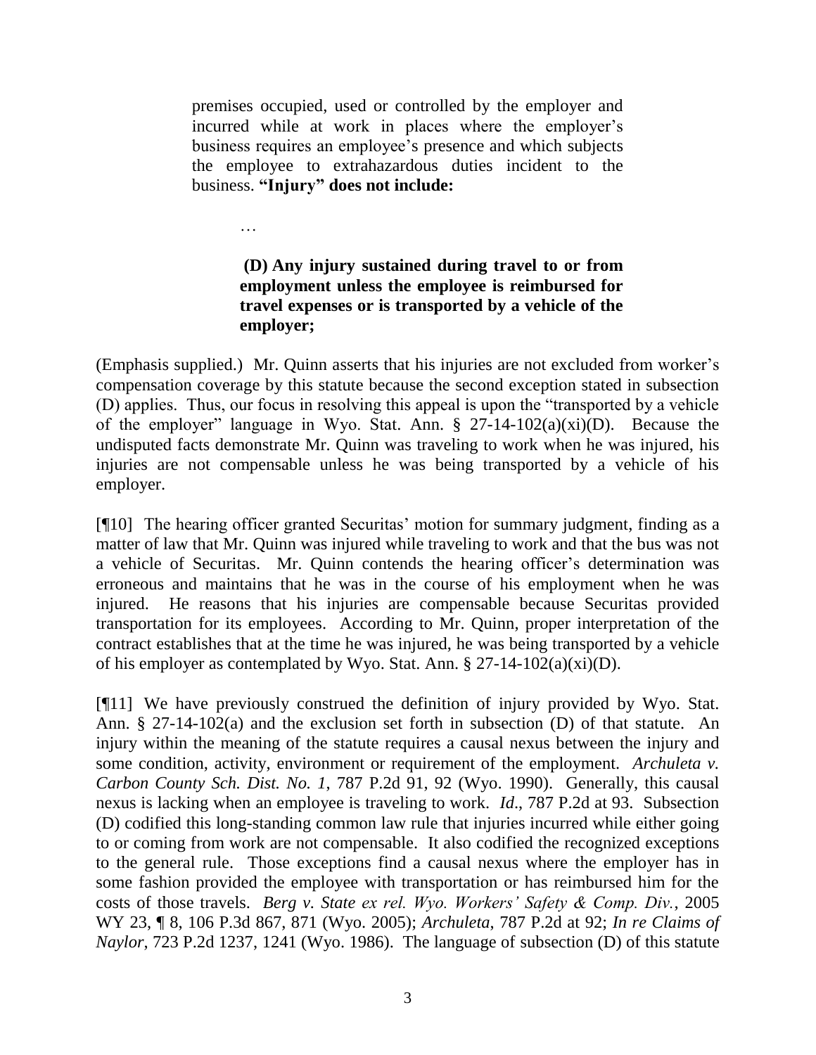> premises occupied, used or controlled by the employer and incurred while at work in places where the employer's business requires an employee's presence and which subjects the employee to extrahazardous duties incident to the business. **"Injury" does not include:**
>
> …
>
> **(D) Any injury sustained during travel to or from employment unless the employee is reimbursed for travel expenses or is transported by a vehicle of the employer;**

(Emphasis supplied.) Mr. Quinn asserts that his injuries are not excluded from worker's compensation coverage by this statute because the second exception stated in subsection (D) applies. Thus, our focus in resolving this appeal is upon the "transported by a vehicle of the employer" language in Wyo. Stat. Ann. § 27-14-102(a)(xi)(D). Because the undisputed facts demonstrate Mr. Quinn was traveling to work when he was injured, his injuries are not compensable unless he was being transported by a vehicle of his employer.

[¶10] The hearing officer granted Securitas' motion for summary judgment, finding as a matter of law that Mr. Quinn was injured while traveling to work and that the bus was not a vehicle of Securitas. Mr. Quinn contends the hearing officer's determination was erroneous and maintains that he was in the course of his employment when he was injured. He reasons that his injuries are compensable because Securitas provided transportation for its employees. According to Mr. Quinn, proper interpretation of the contract establishes that at the time he was injured, he was being transported by a vehicle of his employer as contemplated by Wyo. Stat. Ann. § 27-14-102(a)(xi)(D).

[¶11] We have previously construed the definition of injury provided by Wyo. Stat. Ann. § 27-14-102(a) and the exclusion set forth in subsection (D) of that statute. An injury within the meaning of the statute requires a causal nexus between the injury and some condition, activity, environment or requirement of the employment. *Archuleta v. Carbon County Sch. Dist. No. 1*, 787 P.2d 91, 92 (Wyo. 1990). Generally, this causal nexus is lacking when an employee is traveling to work. *Id*., 787 P.2d at 93. Subsection (D) codified this long-standing common law rule that injuries incurred while either going to or coming from work are not compensable. It also codified the recognized exceptions to the general rule. Those exceptions find a causal nexus where the employer has in some fashion provided the employee with transportation or has reimbursed him for the costs of those travels. *Berg v. State ex rel. Wyo. Workers' Safety & Comp. Div.*, 2005 WY 23, ¶ 8, 106 P.3d 867, 871 (Wyo. 2005); *Archuleta*, 787 P.2d at 92; *In re Claims of Naylor*, 723 P.2d 1237, 1241 (Wyo. 1986). The language of subsection (D) of this statute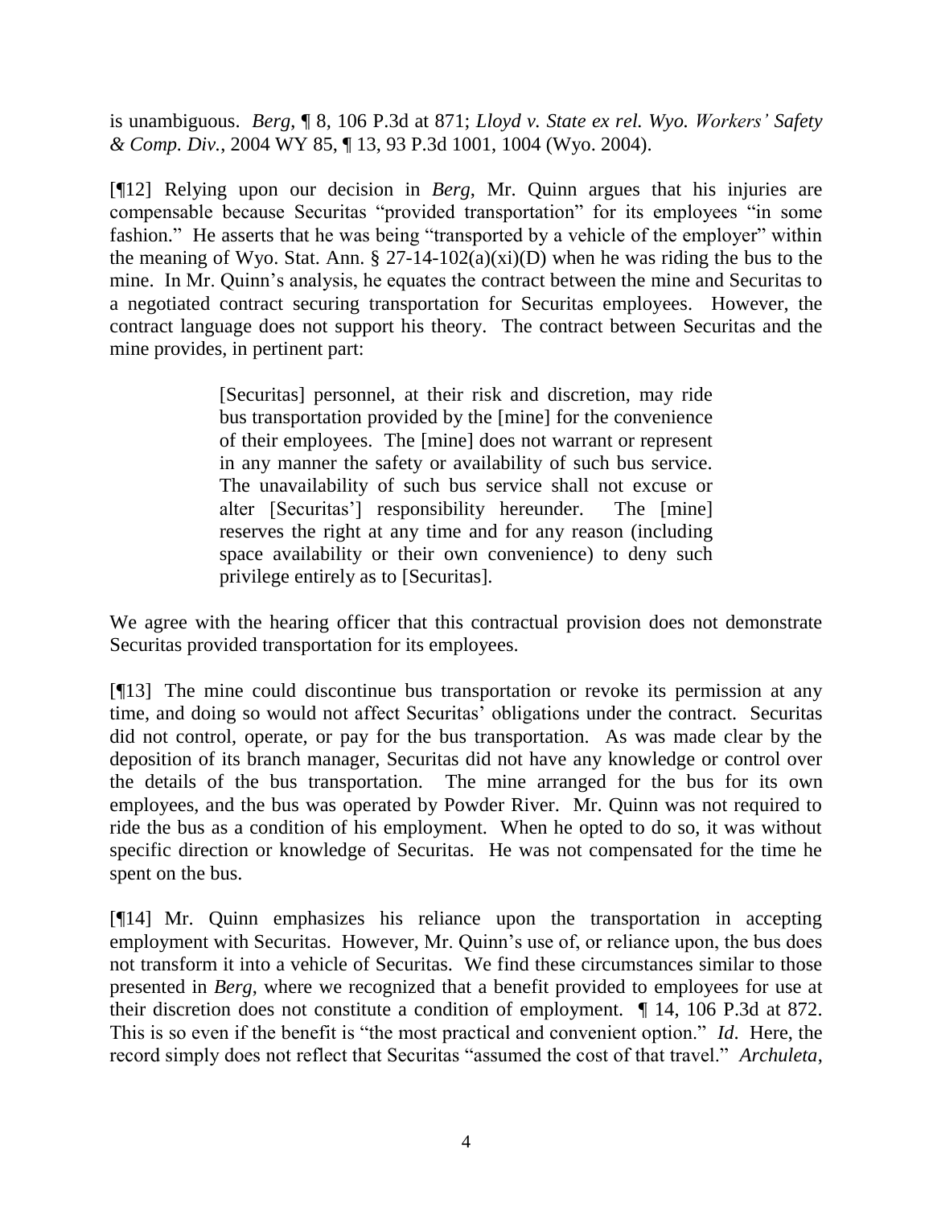is unambiguous. *Berg*, ¶ 8, 106 P.3d at 871; *Lloyd v. State ex rel. Wyo. Workers' Safety & Comp. Div.*, 2004 WY 85, ¶ 13, 93 P.3d 1001, 1004 (Wyo. 2004).

[¶12] Relying upon our decision in *Berg*, Mr. Quinn argues that his injuries are compensable because Securitas "provided transportation" for its employees "in some fashion." He asserts that he was being "transported by a vehicle of the employer" within the meaning of Wyo. Stat. Ann. § 27-14-102(a)(xi)(D) when he was riding the bus to the mine. In Mr. Quinn's analysis, he equates the contract between the mine and Securitas to a negotiated contract securing transportation for Securitas employees. However, the contract language does not support his theory. The contract between Securitas and the mine provides, in pertinent part:

> [Securitas] personnel, at their risk and discretion, may ride bus transportation provided by the [mine] for the convenience of their employees. The [mine] does not warrant or represent in any manner the safety or availability of such bus service. The unavailability of such bus service shall not excuse or alter [Securitas'] responsibility hereunder. The [mine] reserves the right at any time and for any reason (including space availability or their own convenience) to deny such privilege entirely as to [Securitas].

We agree with the hearing officer that this contractual provision does not demonstrate Securitas provided transportation for its employees.

[¶13] The mine could discontinue bus transportation or revoke its permission at any time, and doing so would not affect Securitas' obligations under the contract. Securitas did not control, operate, or pay for the bus transportation. As was made clear by the deposition of its branch manager, Securitas did not have any knowledge or control over the details of the bus transportation. The mine arranged for the bus for its own employees, and the bus was operated by Powder River. Mr. Quinn was not required to ride the bus as a condition of his employment. When he opted to do so, it was without specific direction or knowledge of Securitas. He was not compensated for the time he spent on the bus.

[¶14] Mr. Quinn emphasizes his reliance upon the transportation in accepting employment with Securitas. However, Mr. Quinn's use of, or reliance upon, the bus does not transform it into a vehicle of Securitas. We find these circumstances similar to those presented in *Berg*, where we recognized that a benefit provided to employees for use at their discretion does not constitute a condition of employment. ¶ 14, 106 P.3d at 872. This is so even if the benefit is "the most practical and convenient option." *Id*. Here, the record simply does not reflect that Securitas "assumed the cost of that travel." *Archuleta*,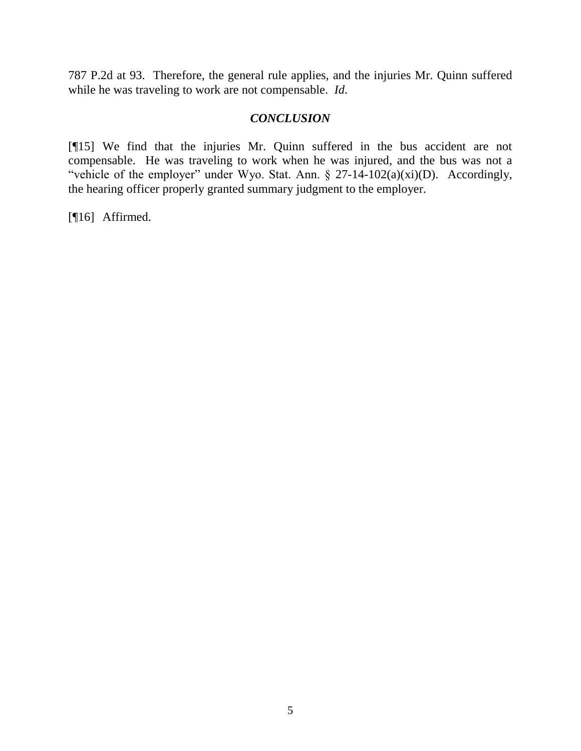787 P.2d at 93. Therefore, the general rule applies, and the injuries Mr. Quinn suffered while he was traveling to work are not compensable. *Id.*

## *CONCLUSION*

[¶15] We find that the injuries Mr. Quinn suffered in the bus accident are not compensable. He was traveling to work when he was injured, and the bus was not a "vehicle of the employer" under Wyo. Stat. Ann. § 27-14-102(a)(xi)(D). Accordingly, the hearing officer properly granted summary judgment to the employer.

[¶16] Affirmed.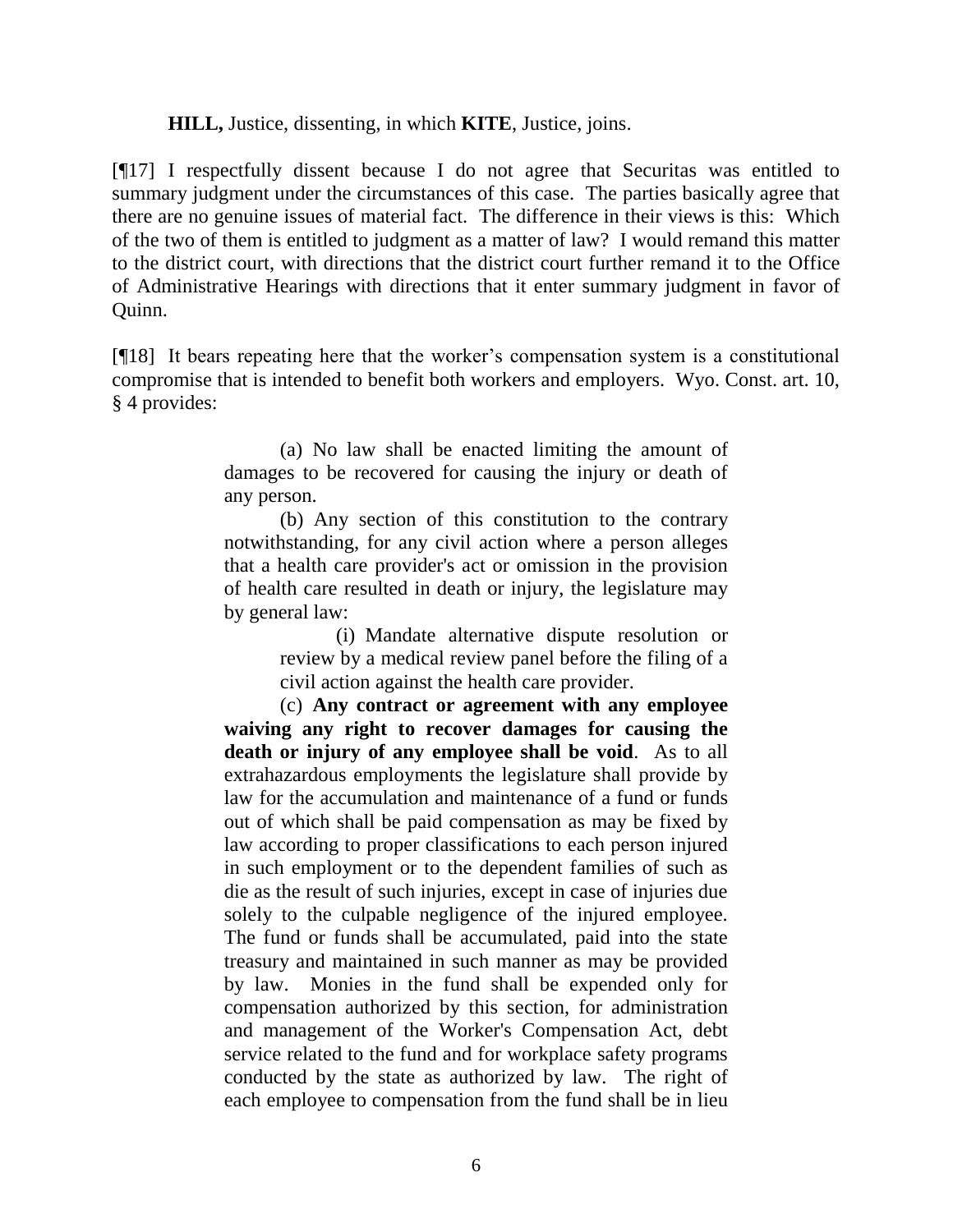**HILL,** Justice, dissenting, in which **KITE**, Justice, joins.

[¶17] I respectfully dissent because I do not agree that Securitas was entitled to summary judgment under the circumstances of this case. The parties basically agree that there are no genuine issues of material fact. The difference in their views is this: Which of the two of them is entitled to judgment as a matter of law? I would remand this matter to the district court, with directions that the district court further remand it to the Office of Administrative Hearings with directions that it enter summary judgment in favor of Quinn.

[¶18] It bears repeating here that the worker's compensation system is a constitutional compromise that is intended to benefit both workers and employers. Wyo. Const. art. 10, § 4 provides:

> (a) No law shall be enacted limiting the amount of damages to be recovered for causing the injury or death of any person.
>
> (b) Any section of this constitution to the contrary notwithstanding, for any civil action where a person alleges that a health care provider's act or omission in the provision of health care resulted in death or injury, the legislature may by general law:
>
> > (i) Mandate alternative dispute resolution or review by a medical review panel before the filing of a civil action against the health care provider.
>
> (c) **Any contract or agreement with any employee waiving any right to recover damages for causing the death or injury of any employee shall be void**. As to all extrahazardous employments the legislature shall provide by law for the accumulation and maintenance of a fund or funds out of which shall be paid compensation as may be fixed by law according to proper classifications to each person injured in such employment or to the dependent families of such as die as the result of such injuries, except in case of injuries due solely to the culpable negligence of the injured employee. The fund or funds shall be accumulated, paid into the state treasury and maintained in such manner as may be provided by law. Monies in the fund shall be expended only for compensation authorized by this section, for administration and management of the Worker's Compensation Act, debt service related to the fund and for workplace safety programs conducted by the state as authorized by law. The right of each employee to compensation from the fund shall be in lieu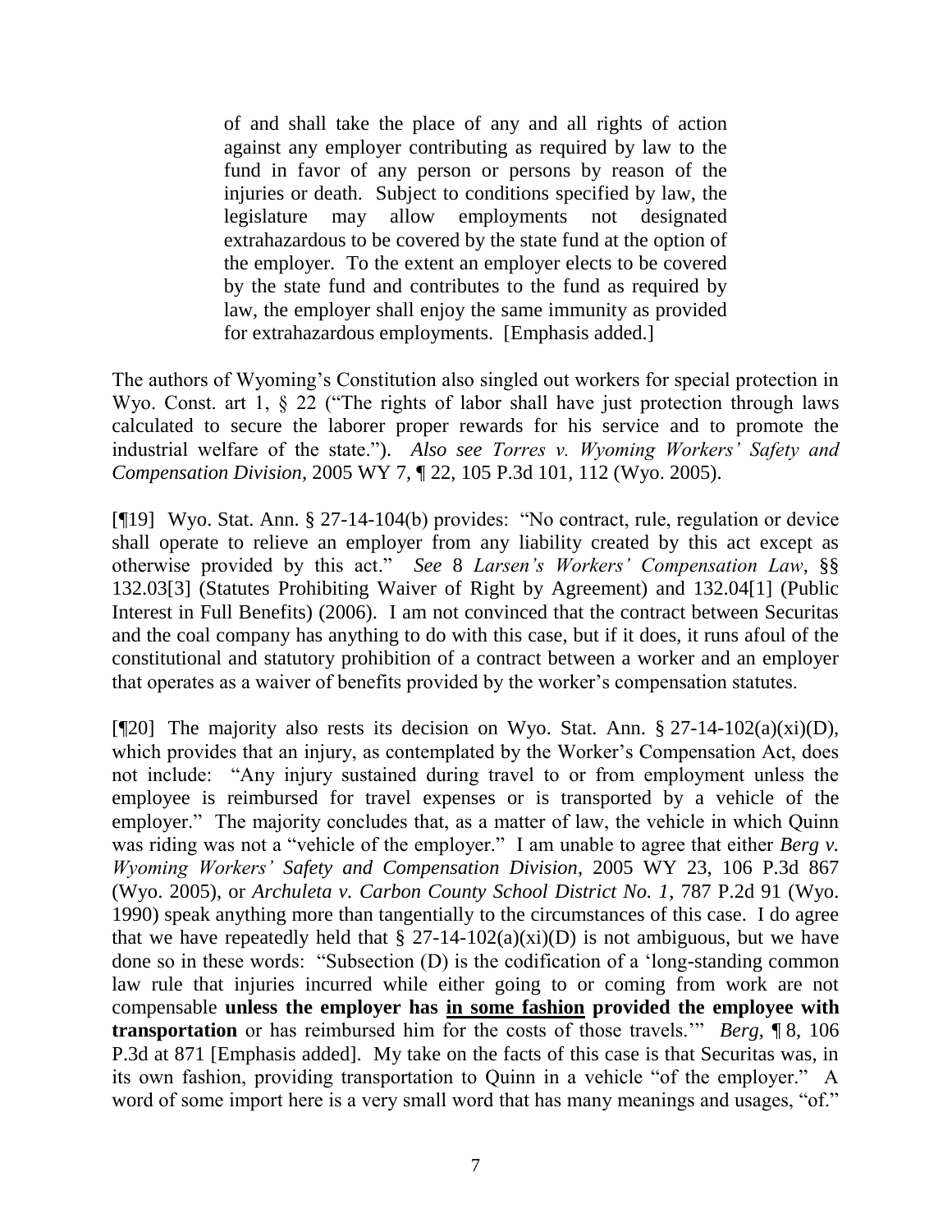> of and shall take the place of any and all rights of action against any employer contributing as required by law to the fund in favor of any person or persons by reason of the injuries or death. Subject to conditions specified by law, the legislature may allow employments not designated extrahazardous to be covered by the state fund at the option of the employer. To the extent an employer elects to be covered by the state fund and contributes to the fund as required by law, the employer shall enjoy the same immunity as provided for extrahazardous employments. [Emphasis added.]

The authors of Wyoming's Constitution also singled out workers for special protection in Wyo. Const. art 1, § 22 ("The rights of labor shall have just protection through laws calculated to secure the laborer proper rewards for his service and to promote the industrial welfare of the state."). *Also see Torres v. Wyoming Workers' Safety and Compensation Division*, 2005 WY 7, ¶ 22, 105 P.3d 101, 112 (Wyo. 2005).

[¶19] Wyo. Stat. Ann. § 27-14-104(b) provides: "No contract, rule, regulation or device shall operate to relieve an employer from any liability created by this act except as otherwise provided by this act." *See* 8 *Larsen's Workers' Compensation Law*, §§ 132.03[3] (Statutes Prohibiting Waiver of Right by Agreement) and 132.04[1] (Public Interest in Full Benefits) (2006). I am not convinced that the contract between Securitas and the coal company has anything to do with this case, but if it does, it runs afoul of the constitutional and statutory prohibition of a contract between a worker and an employer that operates as a waiver of benefits provided by the worker's compensation statutes.

[¶20] The majority also rests its decision on Wyo. Stat. Ann. § 27-14-102(a)(xi)(D), which provides that an injury, as contemplated by the Worker's Compensation Act, does not include: "Any injury sustained during travel to or from employment unless the employee is reimbursed for travel expenses or is transported by a vehicle of the employer." The majority concludes that, as a matter of law, the vehicle in which Quinn was riding was not a "vehicle of the employer." I am unable to agree that either *Berg v. Wyoming Workers' Safety and Compensation Division*, 2005 WY 23, 106 P.3d 867 (Wyo. 2005), or *Archuleta v. Carbon County School District No. 1*, 787 P.2d 91 (Wyo. 1990) speak anything more than tangentially to the circumstances of this case. I do agree that we have repeatedly held that § 27-14-102(a)(xi)(D) is not ambiguous, but we have done so in these words: "Subsection (D) is the codification of a 'long-standing common law rule that injuries incurred while either going to or coming from work are not compensable **unless the employer has <u>in some fashion</u> provided the employee with transportation** or has reimbursed him for the costs of those travels.'" *Berg*, ¶ 8, 106 P.3d at 871 [Emphasis added]. My take on the facts of this case is that Securitas was, in its own fashion, providing transportation to Quinn in a vehicle "of the employer." A word of some import here is a very small word that has many meanings and usages, "of."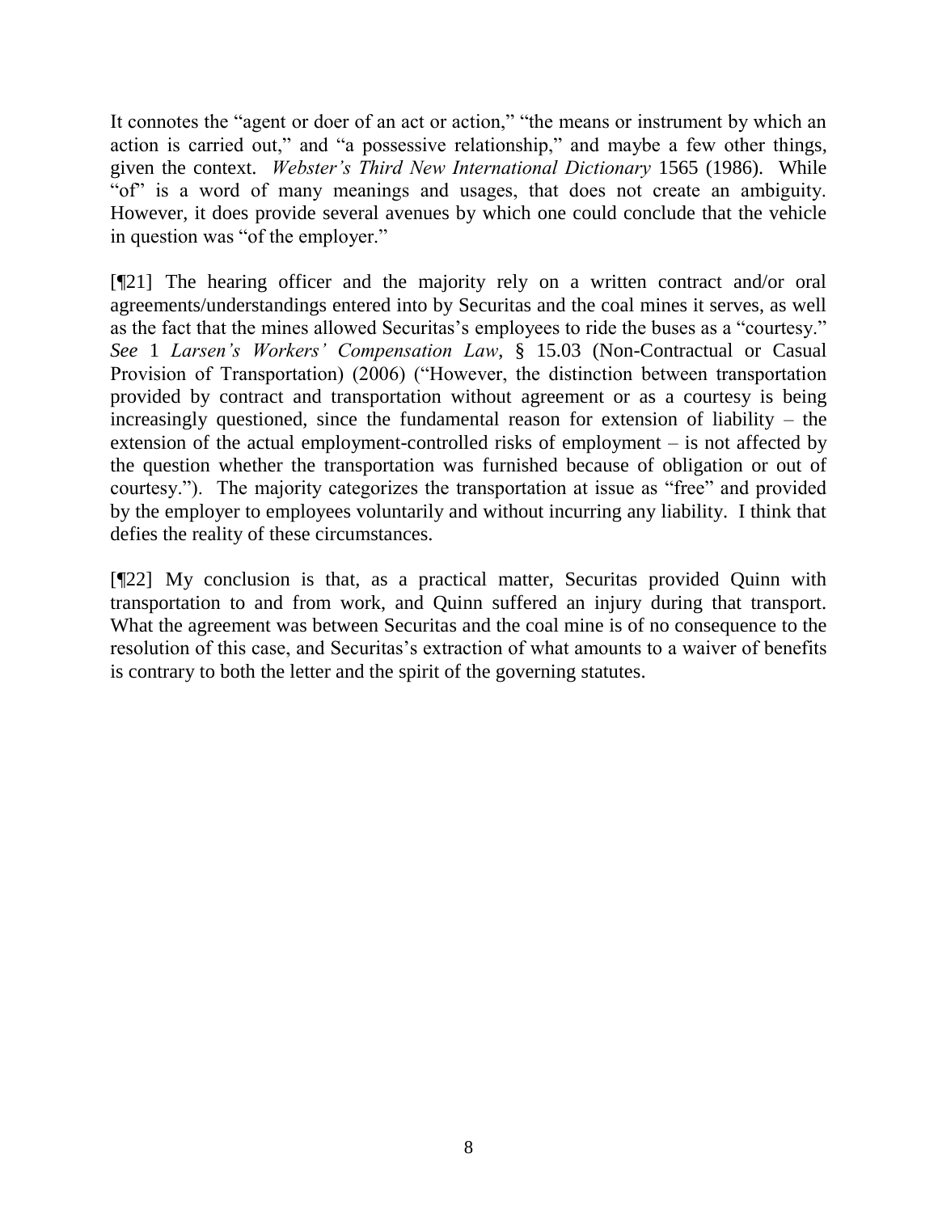It connotes the "agent or doer of an act or action," "the means or instrument by which an action is carried out," and "a possessive relationship," and maybe a few other things, given the context. *Webster's Third New International Dictionary* 1565 (1986). While "of" is a word of many meanings and usages, that does not create an ambiguity. However, it does provide several avenues by which one could conclude that the vehicle in question was "of the employer."

[¶21] The hearing officer and the majority rely on a written contract and/or oral agreements/understandings entered into by Securitas and the coal mines it serves, as well as the fact that the mines allowed Securitas's employees to ride the buses as a "courtesy." *See* 1 *Larsen's Workers' Compensation Law*, § 15.03 (Non-Contractual or Casual Provision of Transportation) (2006) ("However, the distinction between transportation provided by contract and transportation without agreement or as a courtesy is being increasingly questioned, since the fundamental reason for extension of liability – the extension of the actual employment-controlled risks of employment – is not affected by the question whether the transportation was furnished because of obligation or out of courtesy."). The majority categorizes the transportation at issue as "free" and provided by the employer to employees voluntarily and without incurring any liability. I think that defies the reality of these circumstances.

[¶22] My conclusion is that, as a practical matter, Securitas provided Quinn with transportation to and from work, and Quinn suffered an injury during that transport. What the agreement was between Securitas and the coal mine is of no consequence to the resolution of this case, and Securitas's extraction of what amounts to a waiver of benefits is contrary to both the letter and the spirit of the governing statutes.